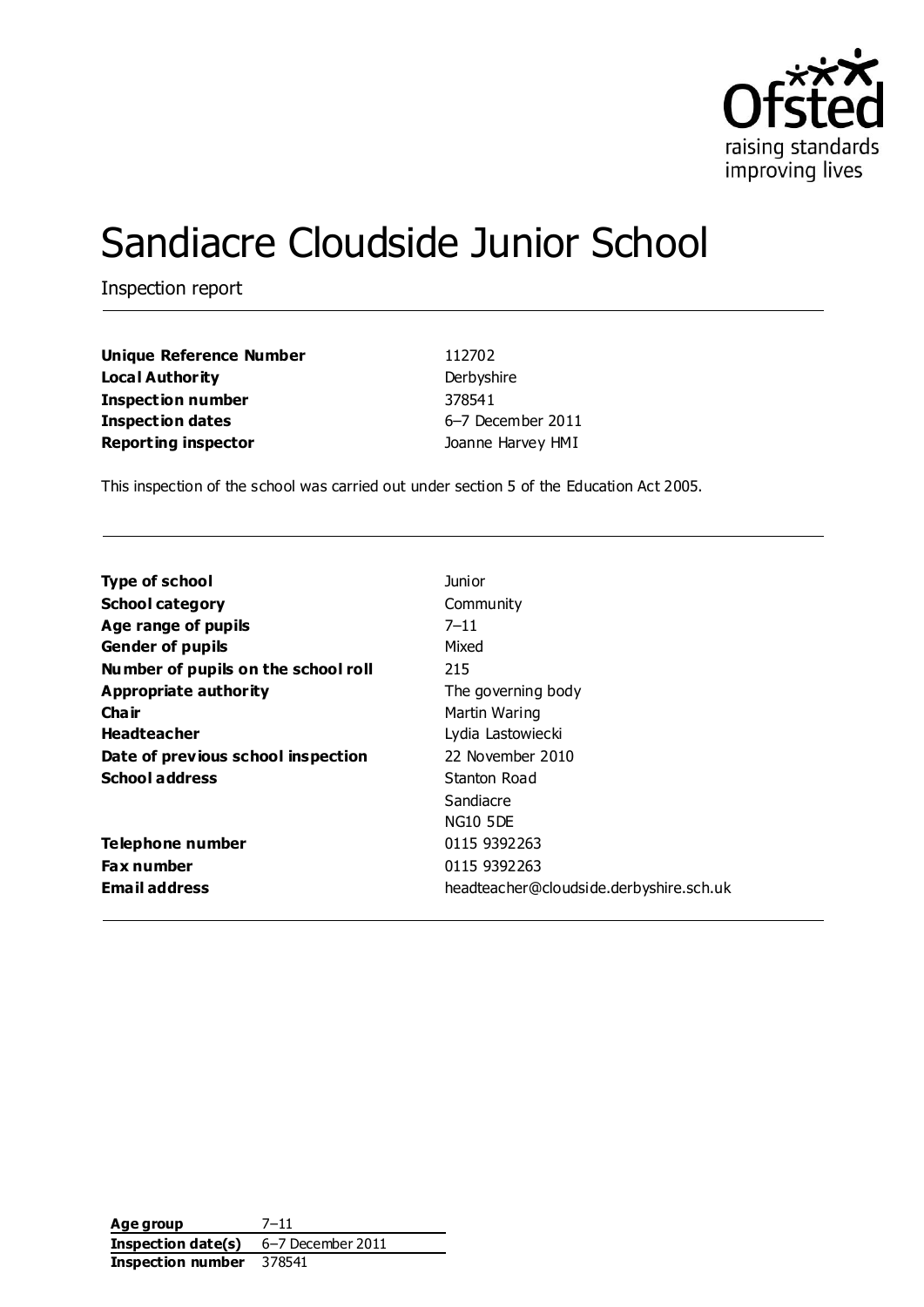# Sandiacre Cloudside Junior School

Inspection report

| | |
|---|---|
| **Unique Reference Number** | 112702 |
| **Local Authority** | Derbyshire |
| **Inspection number** | 378541 |
| **Inspection dates** | 6–7 December 2011 |
| **Reporting inspector** | Joanne Harvey HMI |

This inspection of the school was carried out under section 5 of the Education Act 2005.

| | |
|---|---|
| **Type of school** | Junior |
| **School category** | Community |
| **Age range of pupils** | 7–11 |
| **Gender of pupils** | Mixed |
| **Number of pupils on the school roll** | 215 |
| **Appropriate authority** | The governing body |
| **Chair** | Martin Waring |
| **Headteacher** | Lydia Lastowiecki |
| **Date of previous school inspection** | 22 November 2010 |
| **School address** | Stanton Road<br>Sandiacre<br>NG10 5DE |
| **Telephone number** | 0115 9392263 |
| **Fax number** | 0115 9392263 |
| **Email address** | headteacher@cloudside.derbyshire.sch.uk |

| | |
|---|---|
| **Age group** | 7–11 |
| **Inspection date(s)** | 6–7 December 2011 |
| **Inspection number** | 378541 |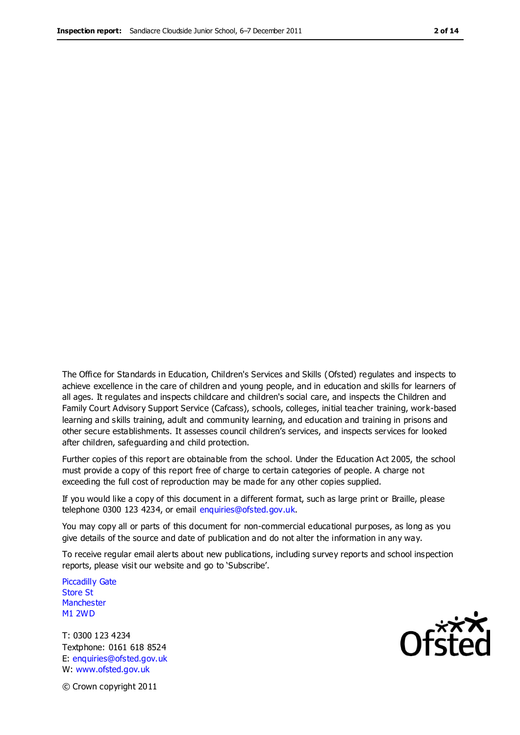The Office for Standards in Education, Children's Services and Skills (Ofsted) regulates and inspects to achieve excellence in the care of children and young people, and in education and skills for learners of all ages. It regulates and inspects childcare and children's social care, and inspects the Children and Family Court Advisory Support Service (Cafcass), schools, colleges, initial teacher training, work-based learning and skills training, adult and community learning, and education and training in prisons and other secure establishments. It assesses council children's services, and inspects services for looked after children, safeguarding and child protection.

Further copies of this report are obtainable from the school. Under the Education Act 2005, the school must provide a copy of this report free of charge to certain categories of people. A charge not exceeding the full cost of reproduction may be made for any other copies supplied.

If you would like a copy of this document in a different format, such as large print or Braille, please telephone 0300 123 4234, or email enquiries@ofsted.gov.uk.

You may copy all or parts of this document for non-commercial educational purposes, as long as you give details of the source and date of publication and do not alter the information in any way.

To receive regular email alerts about new publications, including survey reports and school inspection reports, please visit our website and go to 'Subscribe'.

Piccadilly Gate
Store St
Manchester
M1 2WD

T: 0300 123 4234
Textphone: 0161 618 8524
E: enquiries@ofsted.gov.uk
W: www.ofsted.gov.uk

© Crown copyright 2011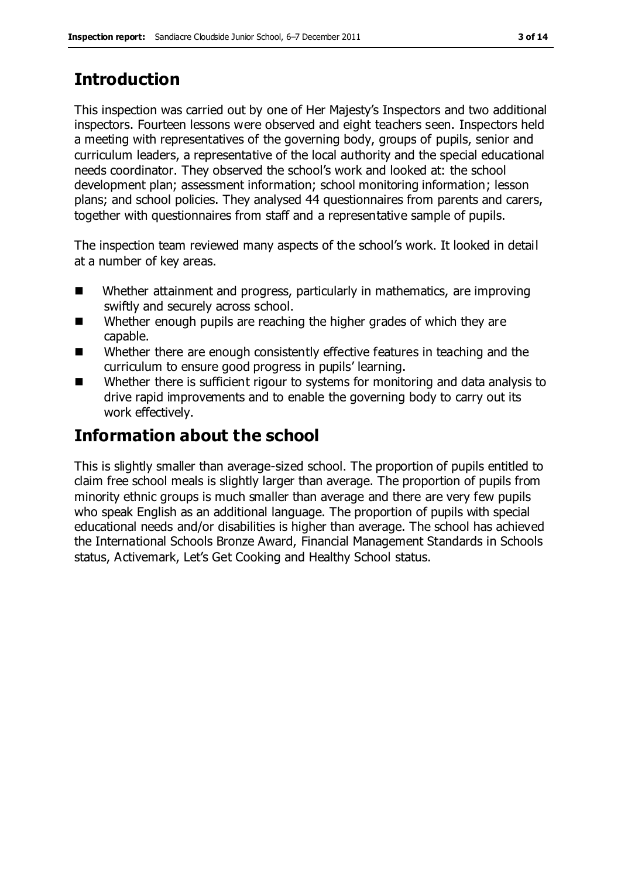## Introduction

This inspection was carried out by one of Her Majesty's Inspectors and two additional inspectors. Fourteen lessons were observed and eight teachers seen. Inspectors held a meeting with representatives of the governing body, groups of pupils, senior and curriculum leaders, a representative of the local authority and the special educational needs coordinator. They observed the school's work and looked at: the school development plan; assessment information; school monitoring information; lesson plans; and school policies. They analysed 44 questionnaires from parents and carers, together with questionnaires from staff and a representative sample of pupils.

The inspection team reviewed many aspects of the school's work. It looked in detail at a number of key areas.

- Whether attainment and progress, particularly in mathematics, are improving swiftly and securely across school.
- Whether enough pupils are reaching the higher grades of which they are capable.
- Whether there are enough consistently effective features in teaching and the curriculum to ensure good progress in pupils' learning.
- Whether there is sufficient rigour to systems for monitoring and data analysis to drive rapid improvements and to enable the governing body to carry out its work effectively.

## Information about the school

This is slightly smaller than average-sized school. The proportion of pupils entitled to claim free school meals is slightly larger than average. The proportion of pupils from minority ethnic groups is much smaller than average and there are very few pupils who speak English as an additional language. The proportion of pupils with special educational needs and/or disabilities is higher than average. The school has achieved the International Schools Bronze Award, Financial Management Standards in Schools status, Activemark, Let's Get Cooking and Healthy School status.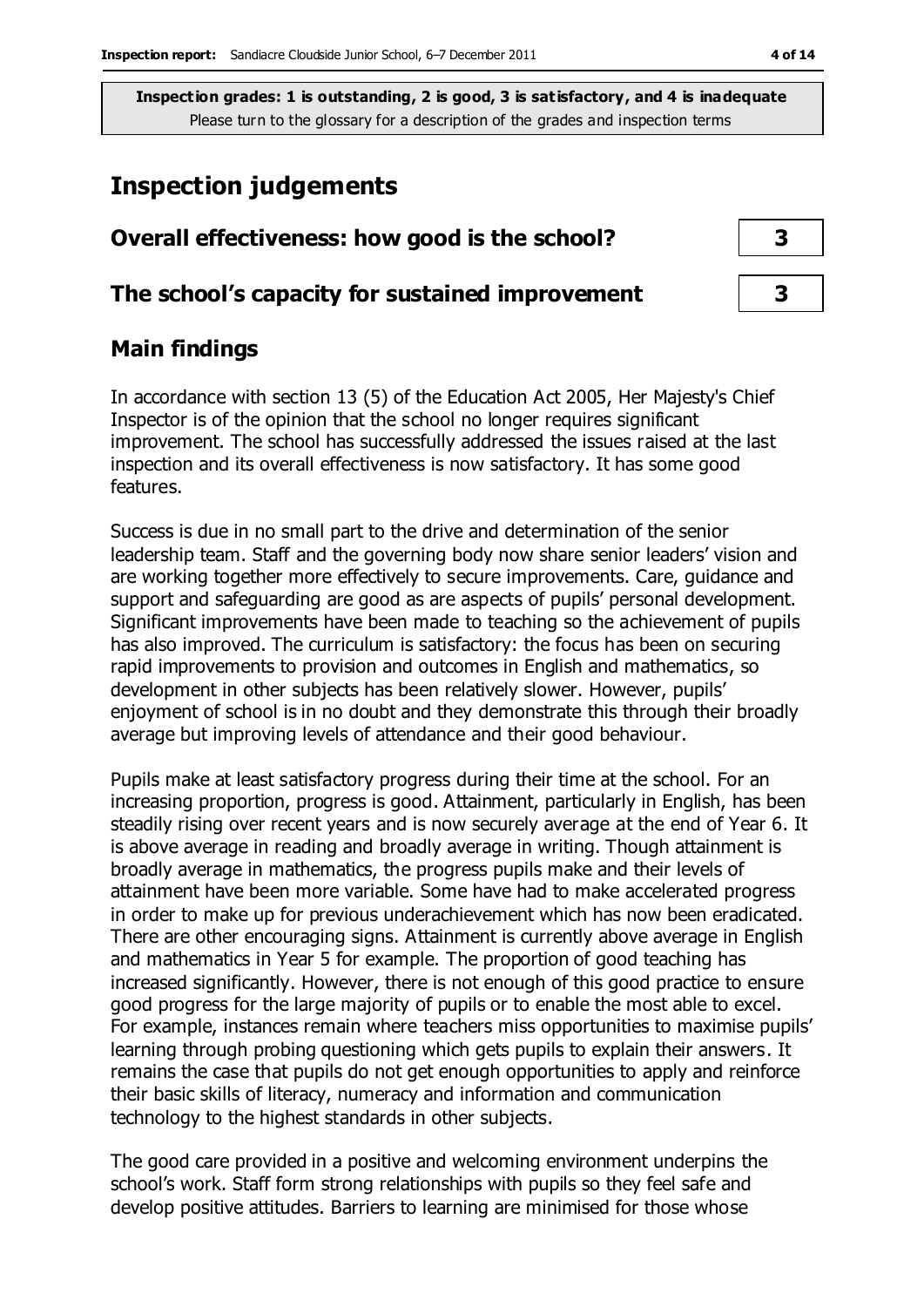**Inspection grades: 1 is outstanding, 2 is good, 3 is satisfactory, and 4 is inadequate**
Please turn to the glossary for a description of the grades and inspection terms

# Inspection judgements

| Overall effectiveness: how good is the school? | 3 |
| --- | --- |
| **The school's capacity for sustained improvement** | **3** |

## Main findings

In accordance with section 13 (5) of the Education Act 2005, Her Majesty's Chief Inspector is of the opinion that the school no longer requires significant improvement. The school has successfully addressed the issues raised at the last inspection and its overall effectiveness is now satisfactory. It has some good features.

Success is due in no small part to the drive and determination of the senior leadership team. Staff and the governing body now share senior leaders' vision and are working together more effectively to secure improvements. Care, guidance and support and safeguarding are good as are aspects of pupils' personal development. Significant improvements have been made to teaching so the achievement of pupils has also improved. The curriculum is satisfactory: the focus has been on securing rapid improvements to provision and outcomes in English and mathematics, so development in other subjects has been relatively slower. However, pupils' enjoyment of school is in no doubt and they demonstrate this through their broadly average but improving levels of attendance and their good behaviour.

Pupils make at least satisfactory progress during their time at the school. For an increasing proportion, progress is good. Attainment, particularly in English, has been steadily rising over recent years and is now securely average at the end of Year 6. It is above average in reading and broadly average in writing. Though attainment is broadly average in mathematics, the progress pupils make and their levels of attainment have been more variable. Some have had to make accelerated progress in order to make up for previous underachievement which has now been eradicated. There are other encouraging signs. Attainment is currently above average in English and mathematics in Year 5 for example. The proportion of good teaching has increased significantly. However, there is not enough of this good practice to ensure good progress for the large majority of pupils or to enable the most able to excel. For example, instances remain where teachers miss opportunities to maximise pupils' learning through probing questioning which gets pupils to explain their answers. It remains the case that pupils do not get enough opportunities to apply and reinforce their basic skills of literacy, numeracy and information and communication technology to the highest standards in other subjects.

The good care provided in a positive and welcoming environment underpins the school's work. Staff form strong relationships with pupils so they feel safe and develop positive attitudes. Barriers to learning are minimised for those whose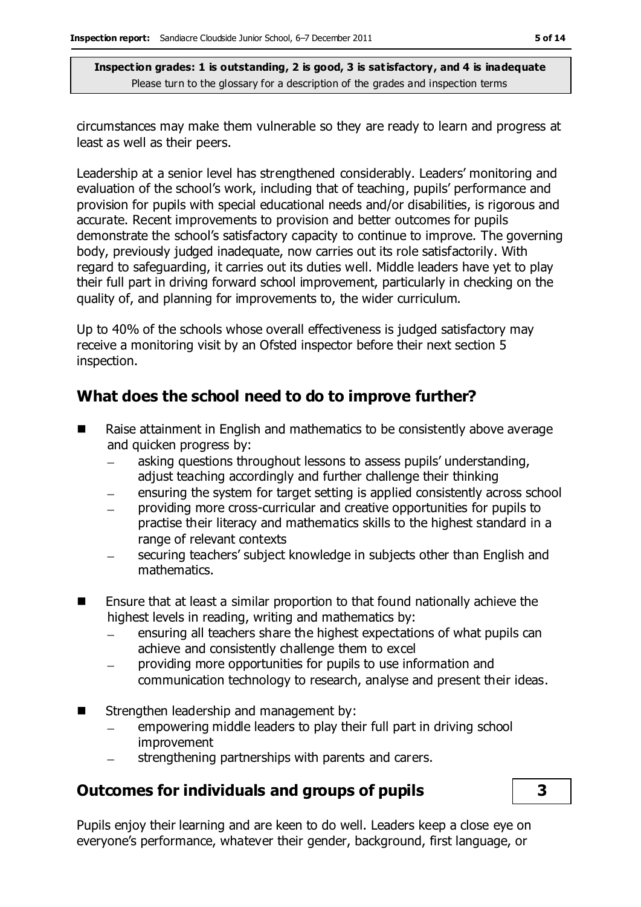circumstances may make them vulnerable so they are ready to learn and progress at least as well as their peers.

Leadership at a senior level has strengthened considerably. Leaders' monitoring and evaluation of the school's work, including that of teaching, pupils' performance and provision for pupils with special educational needs and/or disabilities, is rigorous and accurate. Recent improvements to provision and better outcomes for pupils demonstrate the school's satisfactory capacity to continue to improve. The governing body, previously judged inadequate, now carries out its role satisfactorily. With regard to safeguarding, it carries out its duties well. Middle leaders have yet to play their full part in driving forward school improvement, particularly in checking on the quality of, and planning for improvements to, the wider curriculum.

Up to 40% of the schools whose overall effectiveness is judged satisfactory may receive a monitoring visit by an Ofsted inspector before their next section 5 inspection.

## What does the school need to do to improve further?

- Raise attainment in English and mathematics to be consistently above average and quicken progress by:
  - asking questions throughout lessons to assess pupils' understanding, adjust teaching accordingly and further challenge their thinking
  - ensuring the system for target setting is applied consistently across school
  - providing more cross-curricular and creative opportunities for pupils to practise their literacy and mathematics skills to the highest standard in a range of relevant contexts
  - securing teachers' subject knowledge in subjects other than English and mathematics.
- Ensure that at least a similar proportion to that found nationally achieve the highest levels in reading, writing and mathematics by:
  - ensuring all teachers share the highest expectations of what pupils can achieve and consistently challenge them to excel
  - providing more opportunities for pupils to use information and communication technology to research, analyse and present their ideas.
- Strengthen leadership and management by:
  - empowering middle leaders to play their full part in driving school improvement
  - strengthening partnerships with parents and carers.

## Outcomes for individuals and groups of pupils — 3

Pupils enjoy their learning and are keen to do well. Leaders keep a close eye on everyone's performance, whatever their gender, background, first language, or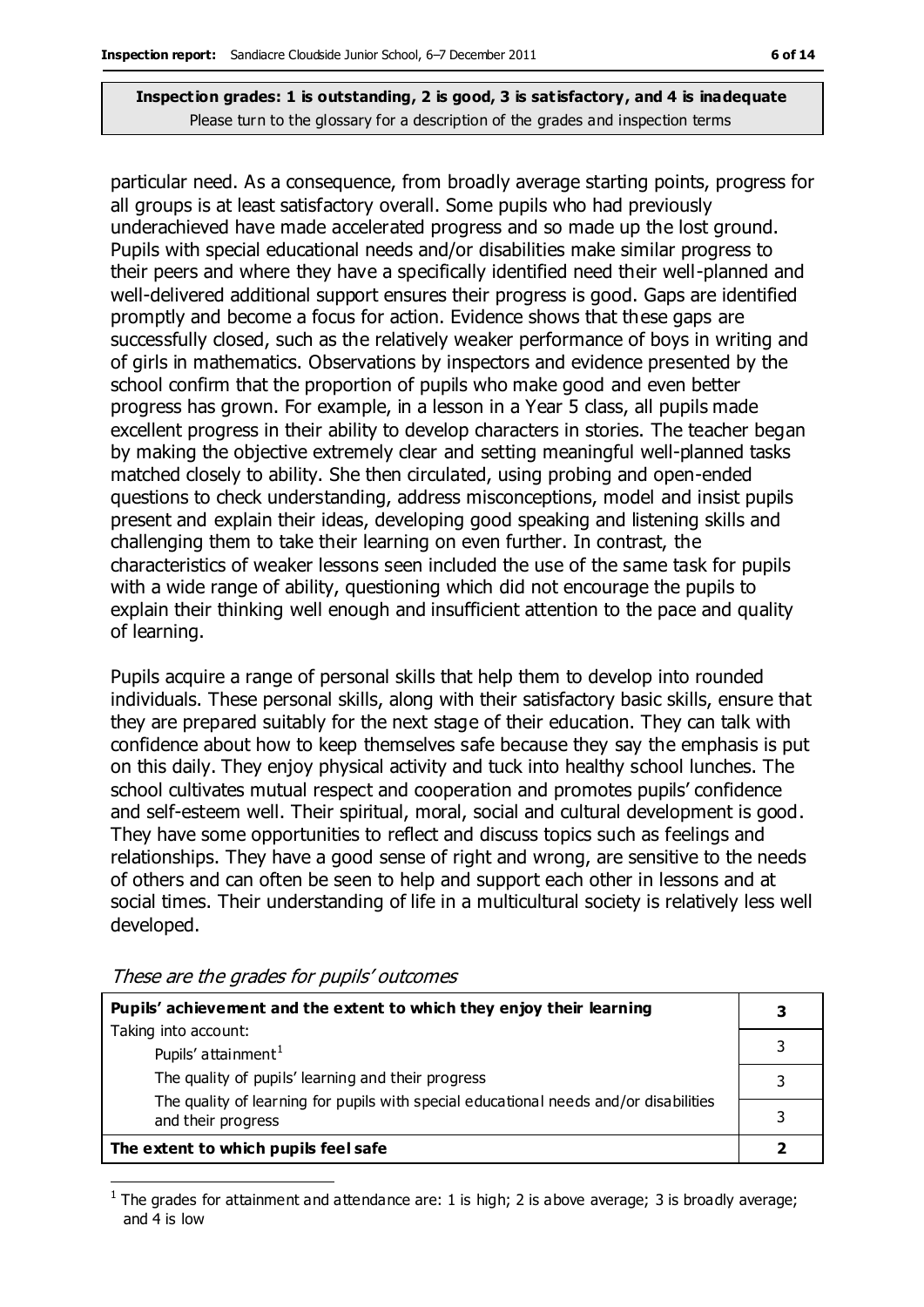**Inspection grades: 1 is outstanding, 2 is good, 3 is satisfactory, and 4 is inadequate**
Please turn to the glossary for a description of the grades and inspection terms

particular need. As a consequence, from broadly average starting points, progress for all groups is at least satisfactory overall. Some pupils who had previously underachieved have made accelerated progress and so made up the lost ground. Pupils with special educational needs and/or disabilities make similar progress to their peers and where they have a specifically identified need their well-planned and well-delivered additional support ensures their progress is good. Gaps are identified promptly and become a focus for action. Evidence shows that these gaps are successfully closed, such as the relatively weaker performance of boys in writing and of girls in mathematics. Observations by inspectors and evidence presented by the school confirm that the proportion of pupils who make good and even better progress has grown. For example, in a lesson in a Year 5 class, all pupils made excellent progress in their ability to develop characters in stories. The teacher began by making the objective extremely clear and setting meaningful well-planned tasks matched closely to ability. She then circulated, using probing and open-ended questions to check understanding, address misconceptions, model and insist pupils present and explain their ideas, developing good speaking and listening skills and challenging them to take their learning on even further. In contrast, the characteristics of weaker lessons seen included the use of the same task for pupils with a wide range of ability, questioning which did not encourage the pupils to explain their thinking well enough and insufficient attention to the pace and quality of learning.

Pupils acquire a range of personal skills that help them to develop into rounded individuals. These personal skills, along with their satisfactory basic skills, ensure that they are prepared suitably for the next stage of their education. They can talk with confidence about how to keep themselves safe because they say the emphasis is put on this daily. They enjoy physical activity and tuck into healthy school lunches. The school cultivates mutual respect and cooperation and promotes pupils' confidence and self-esteem well. Their spiritual, moral, social and cultural development is good. They have some opportunities to reflect and discuss topics such as feelings and relationships. They have a good sense of right and wrong, are sensitive to the needs of others and can often be seen to help and support each other in lessons and at social times. Their understanding of life in a multicultural society is relatively less well developed.

*These are the grades for pupils' outcomes*

| **Pupils' achievement and the extent to which they enjoy their learning** | **3** |
|---|---|
| Taking into account: | |
| Pupils' attainment[1] | 3 |
| The quality of pupils' learning and their progress | 3 |
| The quality of learning for pupils with special educational needs and/or disabilities and their progress | 3 |
| **The extent to which pupils feel safe** | **2** |

[1] The grades for attainment and attendance are: 1 is high; 2 is above average; 3 is broadly average; and 4 is low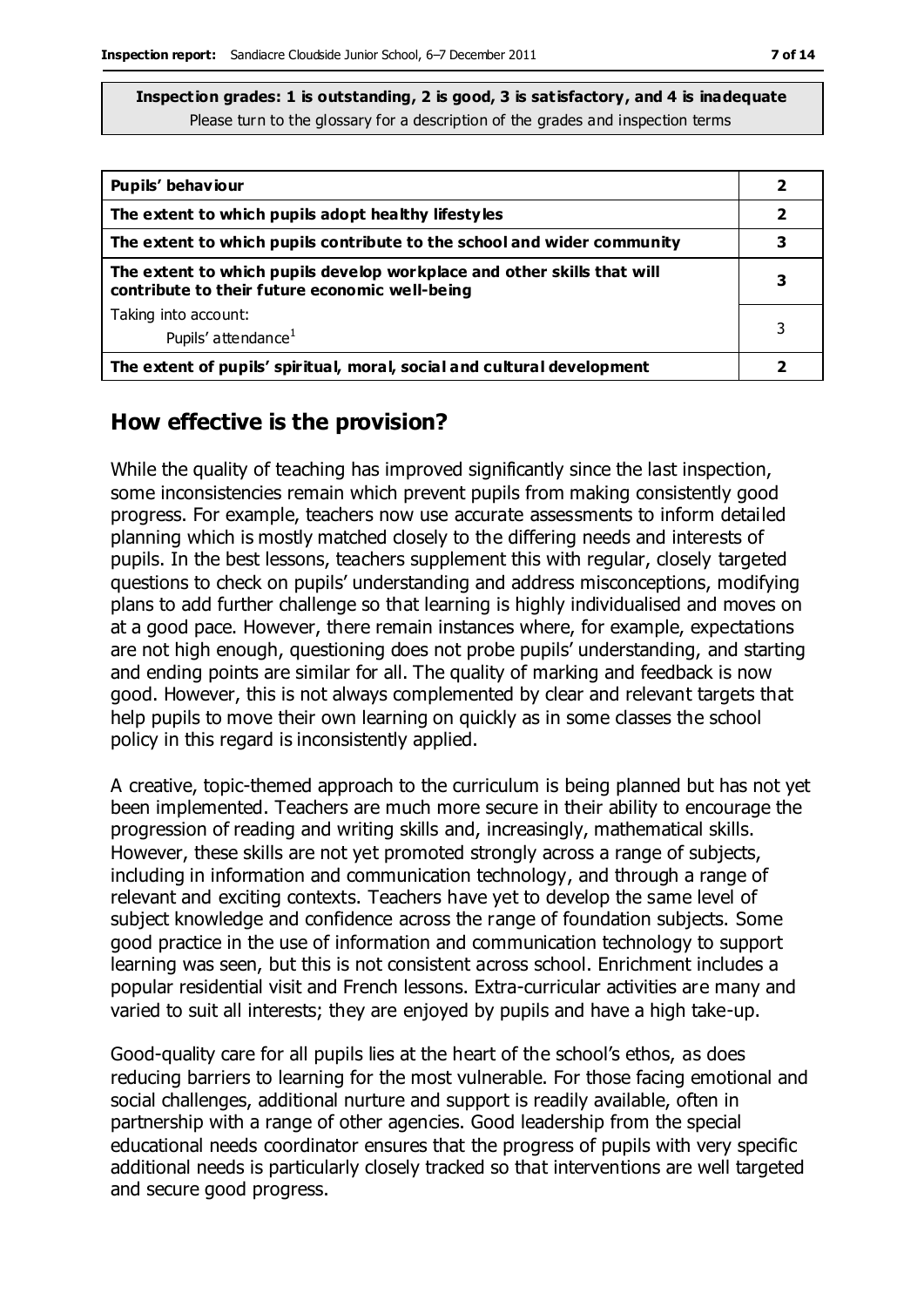**Inspection grades: 1 is outstanding, 2 is good, 3 is satisfactory, and 4 is inadequate**
Please turn to the glossary for a description of the grades and inspection terms

| | |
|---|---|
| **Pupils' behaviour** | **2** |
| **The extent to which pupils adopt healthy lifestyles** | **2** |
| **The extent to which pupils contribute to the school and wider community** | **3** |
| **The extent to which pupils develop workplace and other skills that will contribute to their future economic well-being** | **3** |
| Taking into account: Pupils' attendance[1] | 3 |
| **The extent of pupils' spiritual, moral, social and cultural development** | **2** |

## How effective is the provision?

While the quality of teaching has improved significantly since the last inspection, some inconsistencies remain which prevent pupils from making consistently good progress. For example, teachers now use accurate assessments to inform detailed planning which is mostly matched closely to the differing needs and interests of pupils. In the best lessons, teachers supplement this with regular, closely targeted questions to check on pupils' understanding and address misconceptions, modifying plans to add further challenge so that learning is highly individualised and moves on at a good pace. However, there remain instances where, for example, expectations are not high enough, questioning does not probe pupils' understanding, and starting and ending points are similar for all. The quality of marking and feedback is now good. However, this is not always complemented by clear and relevant targets that help pupils to move their own learning on quickly as in some classes the school policy in this regard is inconsistently applied.

A creative, topic-themed approach to the curriculum is being planned but has not yet been implemented. Teachers are much more secure in their ability to encourage the progression of reading and writing skills and, increasingly, mathematical skills. However, these skills are not yet promoted strongly across a range of subjects, including in information and communication technology, and through a range of relevant and exciting contexts. Teachers have yet to develop the same level of subject knowledge and confidence across the range of foundation subjects. Some good practice in the use of information and communication technology to support learning was seen, but this is not consistent across school. Enrichment includes a popular residential visit and French lessons. Extra-curricular activities are many and varied to suit all interests; they are enjoyed by pupils and have a high take-up.

Good-quality care for all pupils lies at the heart of the school's ethos, as does reducing barriers to learning for the most vulnerable. For those facing emotional and social challenges, additional nurture and support is readily available, often in partnership with a range of other agencies. Good leadership from the special educational needs coordinator ensures that the progress of pupils with very specific additional needs is particularly closely tracked so that interventions are well targeted and secure good progress.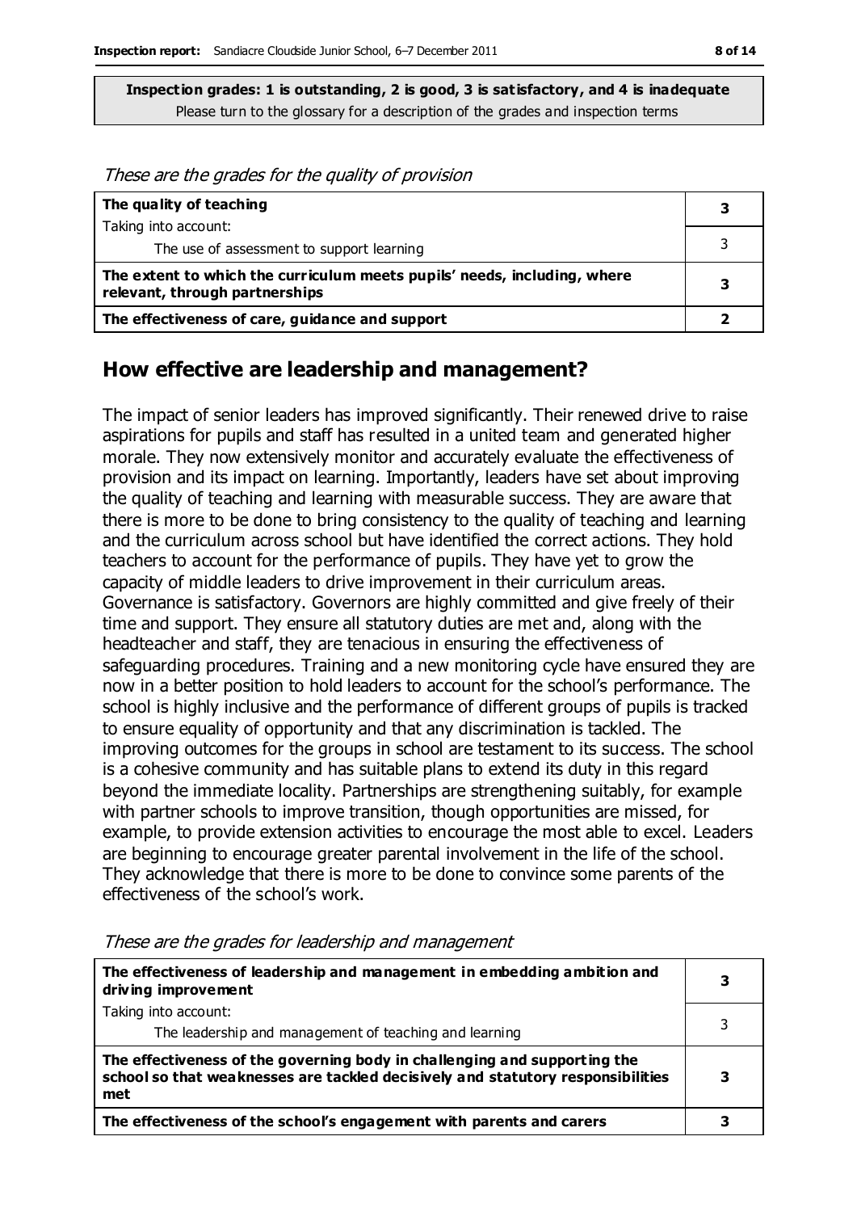**Inspection grades: 1 is outstanding, 2 is good, 3 is satisfactory, and 4 is inadequate**
Please turn to the glossary for a description of the grades and inspection terms

*These are the grades for the quality of provision*

| | |
|---|---|
| **The quality of teaching** | **3** |
| Taking into account: The use of assessment to support learning | 3 |
| **The extent to which the curriculum meets pupils' needs, including, where relevant, through partnerships** | **3** |
| **The effectiveness of care, guidance and support** | **2** |

## How effective are leadership and management?

The impact of senior leaders has improved significantly. Their renewed drive to raise aspirations for pupils and staff has resulted in a united team and generated higher morale. They now extensively monitor and accurately evaluate the effectiveness of provision and its impact on learning. Importantly, leaders have set about improving the quality of teaching and learning with measurable success. They are aware that there is more to be done to bring consistency to the quality of teaching and learning and the curriculum across school but have identified the correct actions. They hold teachers to account for the performance of pupils. They have yet to grow the capacity of middle leaders to drive improvement in their curriculum areas. Governance is satisfactory. Governors are highly committed and give freely of their time and support. They ensure all statutory duties are met and, along with the headteacher and staff, they are tenacious in ensuring the effectiveness of safeguarding procedures. Training and a new monitoring cycle have ensured they are now in a better position to hold leaders to account for the school's performance. The school is highly inclusive and the performance of different groups of pupils is tracked to ensure equality of opportunity and that any discrimination is tackled. The improving outcomes for the groups in school are testament to its success. The school is a cohesive community and has suitable plans to extend its duty in this regard beyond the immediate locality. Partnerships are strengthening suitably, for example with partner schools to improve transition, though opportunities are missed, for example, to provide extension activities to encourage the most able to excel. Leaders are beginning to encourage greater parental involvement in the life of the school. They acknowledge that there is more to be done to convince some parents of the effectiveness of the school's work.

*These are the grades for leadership and management*

| | |
|---|---|
| **The effectiveness of leadership and management in embedding ambition and driving improvement** | **3** |
| Taking into account: The leadership and management of teaching and learning | 3 |
| **The effectiveness of the governing body in challenging and supporting the school so that weaknesses are tackled decisively and statutory responsibilities met** | **3** |
| **The effectiveness of the school's engagement with parents and carers** | **3** |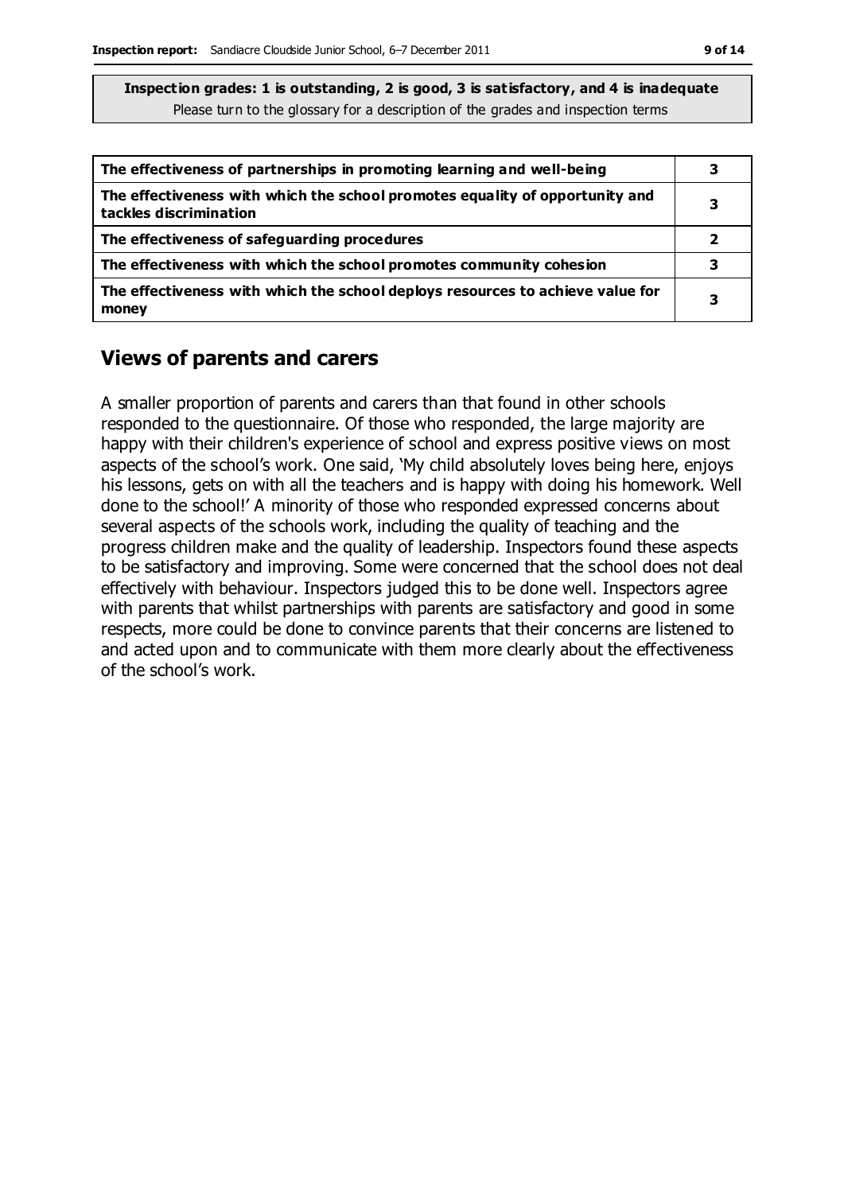**Inspection grades: 1 is outstanding, 2 is good, 3 is satisfactory, and 4 is inadequate**
Please turn to the glossary for a description of the grades and inspection terms

| | |
|---|---|
| **The effectiveness of partnerships in promoting learning and well-being** | **3** |
| **The effectiveness with which the school promotes equality of opportunity and tackles discrimination** | **3** |
| **The effectiveness of safeguarding procedures** | **2** |
| **The effectiveness with which the school promotes community cohesion** | **3** |
| **The effectiveness with which the school deploys resources to achieve value for money** | **3** |

## Views of parents and carers

A smaller proportion of parents and carers than that found in other schools responded to the questionnaire. Of those who responded, the large majority are happy with their children's experience of school and express positive views on most aspects of the school's work. One said, 'My child absolutely loves being here, enjoys his lessons, gets on with all the teachers and is happy with doing his homework. Well done to the school!' A minority of those who responded expressed concerns about several aspects of the schools work, including the quality of teaching and the progress children make and the quality of leadership. Inspectors found these aspects to be satisfactory and improving. Some were concerned that the school does not deal effectively with behaviour. Inspectors judged this to be done well. Inspectors agree with parents that whilst partnerships with parents are satisfactory and good in some respects, more could be done to convince parents that their concerns are listened to and acted upon and to communicate with them more clearly about the effectiveness of the school's work.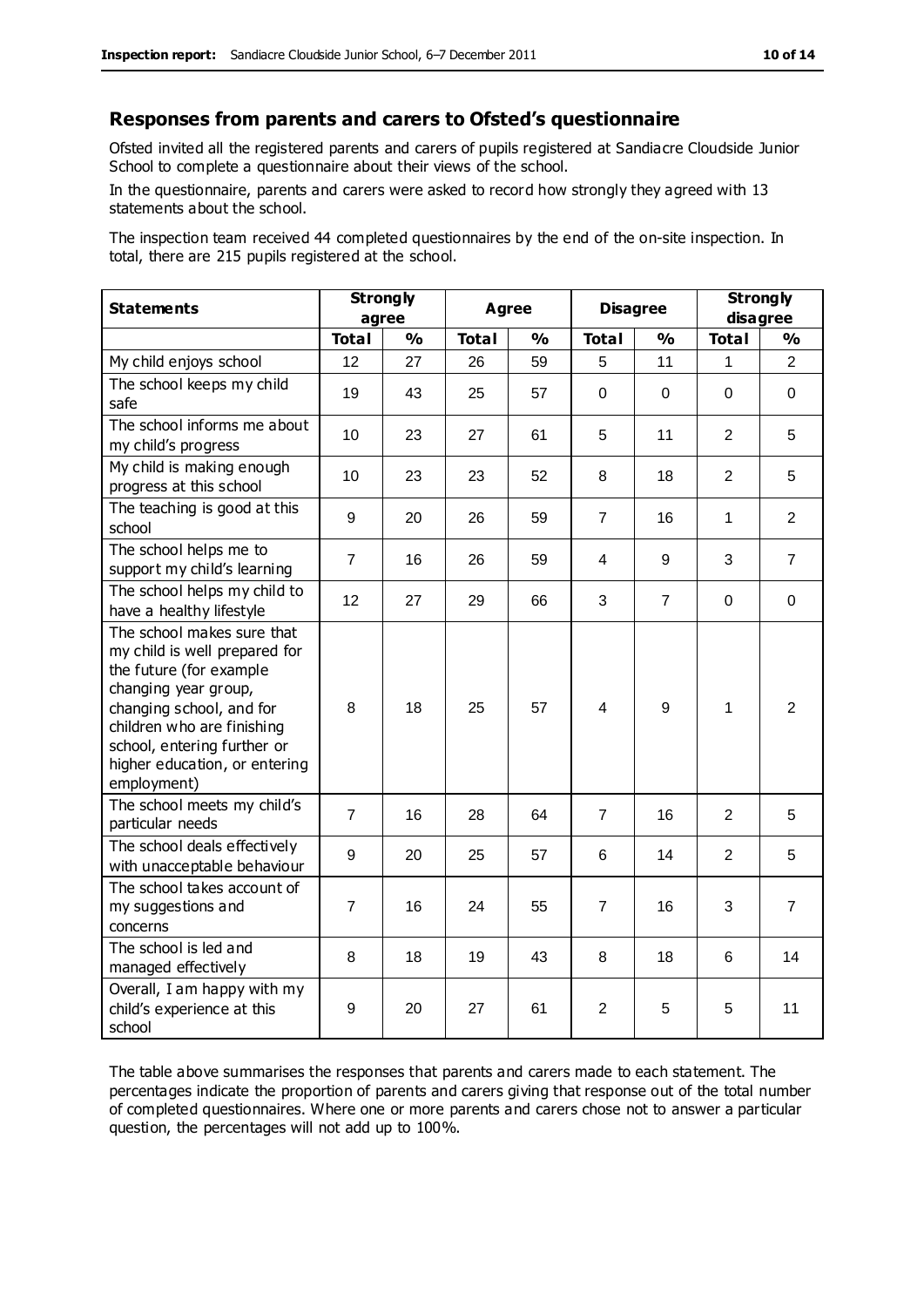## Responses from parents and carers to Ofsted's questionnaire

Ofsted invited all the registered parents and carers of pupils registered at Sandiacre Cloudside Junior School to complete a questionnaire about their views of the school.

In the questionnaire, parents and carers were asked to record how strongly they agreed with 13 statements about the school.

The inspection team received 44 completed questionnaires by the end of the on-site inspection. In total, there are 215 pupils registered at the school.

| Statements | Strongly agree | | Agree | | Disagree | | Strongly disagree | |
|---|---|---|---|---|---|---|---|---|
| | Total | % | Total | % | Total | % | Total | % |
| My child enjoys school | 12 | 27 | 26 | 59 | 5 | 11 | 1 | 2 |
| The school keeps my child safe | 19 | 43 | 25 | 57 | 0 | 0 | 0 | 0 |
| The school informs me about my child's progress | 10 | 23 | 27 | 61 | 5 | 11 | 2 | 5 |
| My child is making enough progress at this school | 10 | 23 | 23 | 52 | 8 | 18 | 2 | 5 |
| The teaching is good at this school | 9 | 20 | 26 | 59 | 7 | 16 | 1 | 2 |
| The school helps me to support my child's learning | 7 | 16 | 26 | 59 | 4 | 9 | 3 | 7 |
| The school helps my child to have a healthy lifestyle | 12 | 27 | 29 | 66 | 3 | 7 | 0 | 0 |
| The school makes sure that my child is well prepared for the future (for example changing year group, changing school, and for children who are finishing school, entering further or higher education, or entering employment) | 8 | 18 | 25 | 57 | 4 | 9 | 1 | 2 |
| The school meets my child's particular needs | 7 | 16 | 28 | 64 | 7 | 16 | 2 | 5 |
| The school deals effectively with unacceptable behaviour | 9 | 20 | 25 | 57 | 6 | 14 | 2 | 5 |
| The school takes account of my suggestions and concerns | 7 | 16 | 24 | 55 | 7 | 16 | 3 | 7 |
| The school is led and managed effectively | 8 | 18 | 19 | 43 | 8 | 18 | 6 | 14 |
| Overall, I am happy with my child's experience at this school | 9 | 20 | 27 | 61 | 2 | 5 | 5 | 11 |

The table above summarises the responses that parents and carers made to each statement. The percentages indicate the proportion of parents and carers giving that response out of the total number of completed questionnaires. Where one or more parents and carers chose not to answer a particular question, the percentages will not add up to 100%.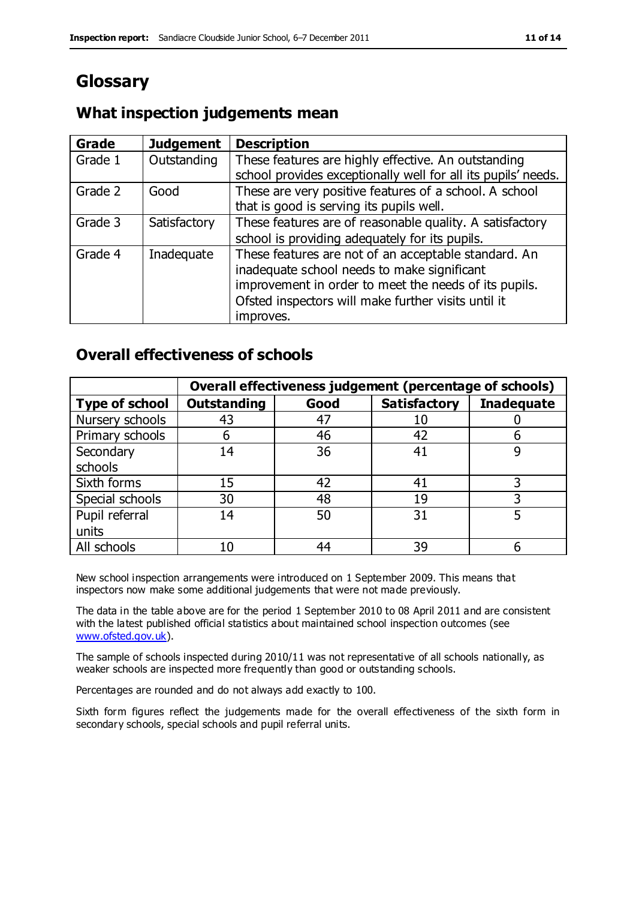# Glossary

## What inspection judgements mean

| Grade | Judgement | Description |
| --- | --- | --- |
| Grade 1 | Outstanding | These features are highly effective. An outstanding school provides exceptionally well for all its pupils' needs. |
| Grade 2 | Good | These are very positive features of a school. A school that is good is serving its pupils well. |
| Grade 3 | Satisfactory | These features are of reasonable quality. A satisfactory school is providing adequately for its pupils. |
| Grade 4 | Inadequate | These features are not of an acceptable standard. An inadequate school needs to make significant improvement in order to meet the needs of its pupils. Ofsted inspectors will make further visits until it improves. |

## Overall effectiveness of schools

| | Overall effectiveness judgement (percentage of schools) | | | |
| --- | --- | --- | --- | --- |
| **Type of school** | **Outstanding** | **Good** | **Satisfactory** | **Inadequate** |
| Nursery schools | 43 | 47 | 10 | 0 |
| Primary schools | 6 | 46 | 42 | 6 |
| Secondary schools | 14 | 36 | 41 | 9 |
| Sixth forms | 15 | 42 | 41 | 3 |
| Special schools | 30 | 48 | 19 | 3 |
| Pupil referral units | 14 | 50 | 31 | 5 |
| All schools | 10 | 44 | 39 | 6 |

New school inspection arrangements were introduced on 1 September 2009. This means that inspectors now make some additional judgements that were not made previously.

The data in the table above are for the period 1 September 2010 to 08 April 2011 and are consistent with the latest published official statistics about maintained school inspection outcomes (see www.ofsted.gov.uk).

The sample of schools inspected during 2010/11 was not representative of all schools nationally, as weaker schools are inspected more frequently than good or outstanding schools.

Percentages are rounded and do not always add exactly to 100.

Sixth form figures reflect the judgements made for the overall effectiveness of the sixth form in secondary schools, special schools and pupil referral units.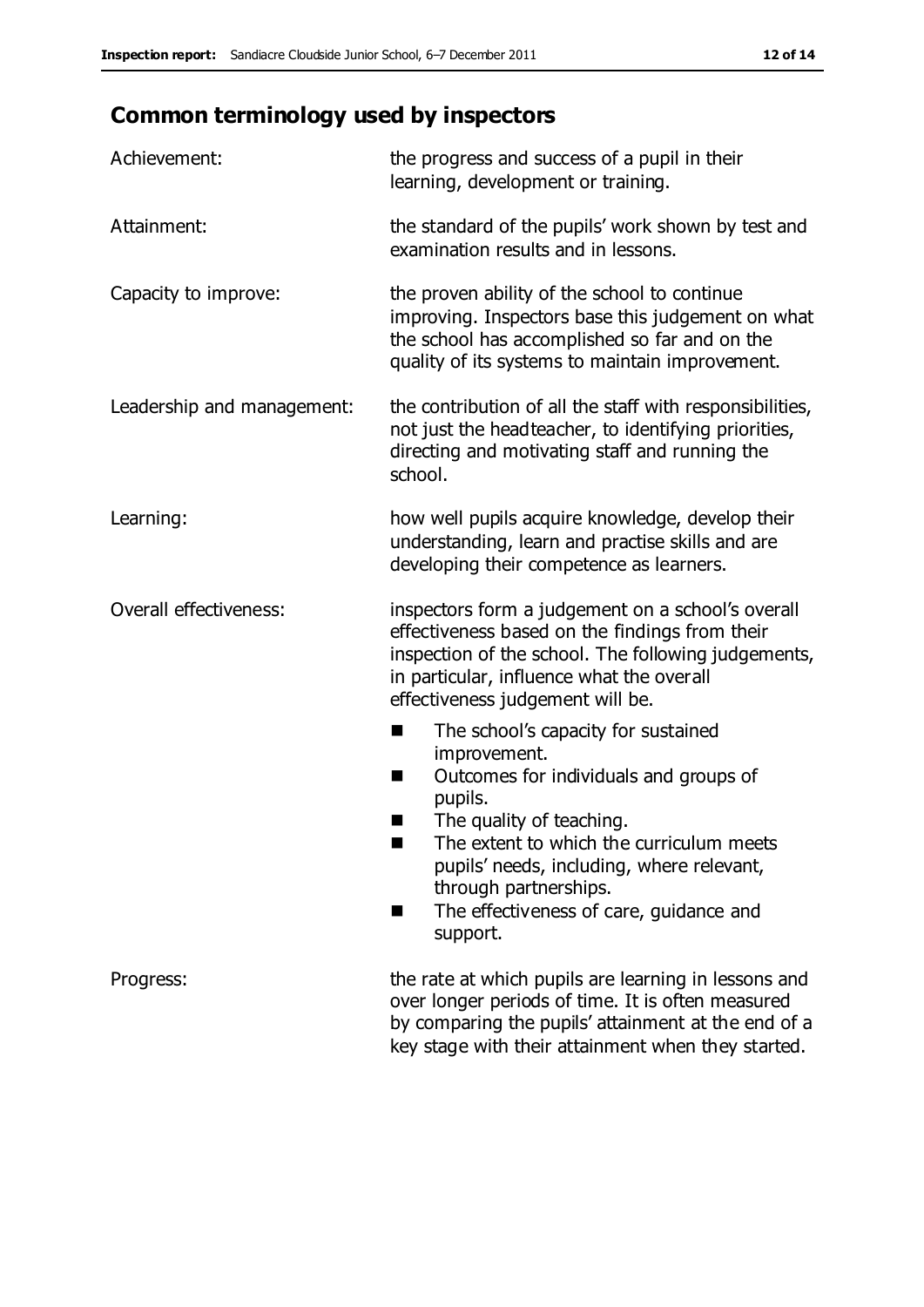## Common terminology used by inspectors

| | |
|---|---|
| Achievement: | the progress and success of a pupil in their learning, development or training. |
| Attainment: | the standard of the pupils' work shown by test and examination results and in lessons. |
| Capacity to improve: | the proven ability of the school to continue improving. Inspectors base this judgement on what the school has accomplished so far and on the quality of its systems to maintain improvement. |
| Leadership and management: | the contribution of all the staff with responsibilities, not just the headteacher, to identifying priorities, directing and motivating staff and running the school. |
| Learning: | how well pupils acquire knowledge, develop their understanding, learn and practise skills and are developing their competence as learners. |
| Overall effectiveness: | inspectors form a judgement on a school's overall effectiveness based on the findings from their inspection of the school. The following judgements, in particular, influence what the overall effectiveness judgement will be.<br>■ The school's capacity for sustained improvement.<br>■ Outcomes for individuals and groups of pupils.<br>■ The quality of teaching.<br>■ The extent to which the curriculum meets pupils' needs, including, where relevant, through partnerships.<br>■ The effectiveness of care, guidance and support. |
| Progress: | the rate at which pupils are learning in lessons and over longer periods of time. It is often measured by comparing the pupils' attainment at the end of a key stage with their attainment when they started. |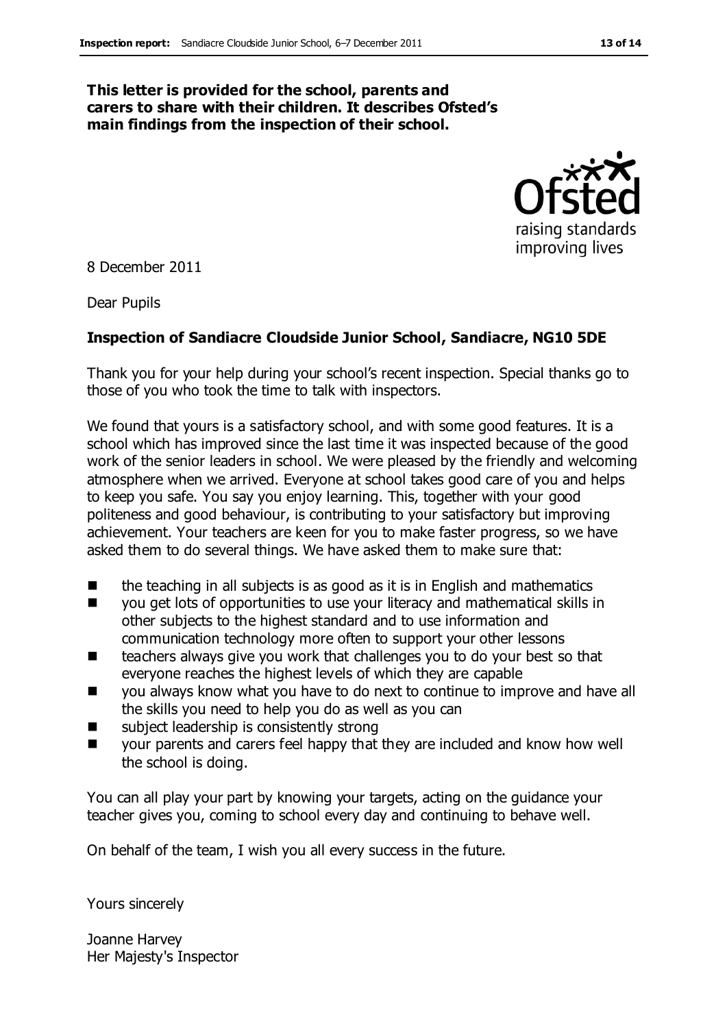**This letter is provided for the school, parents and carers to share with their children. It describes Ofsted's main findings from the inspection of their school.**

8 December 2011

Dear Pupils

**Inspection of Sandiacre Cloudside Junior School, Sandiacre, NG10 5DE**

Thank you for your help during your school's recent inspection. Special thanks go to those of you who took the time to talk with inspectors.

We found that yours is a satisfactory school, and with some good features. It is a school which has improved since the last time it was inspected because of the good work of the senior leaders in school. We were pleased by the friendly and welcoming atmosphere when we arrived. Everyone at school takes good care of you and helps to keep you safe. You say you enjoy learning. This, together with your good politeness and good behaviour, is contributing to your satisfactory but improving achievement. Your teachers are keen for you to make faster progress, so we have asked them to do several things. We have asked them to make sure that:

- the teaching in all subjects is as good as it is in English and mathematics
- you get lots of opportunities to use your literacy and mathematical skills in other subjects to the highest standard and to use information and communication technology more often to support your other lessons
- teachers always give you work that challenges you to do your best so that everyone reaches the highest levels of which they are capable
- you always know what you have to do next to continue to improve and have all the skills you need to help you do as well as you can
- subject leadership is consistently strong
- your parents and carers feel happy that they are included and know how well the school is doing.

You can all play your part by knowing your targets, acting on the guidance your teacher gives you, coming to school every day and continuing to behave well.

On behalf of the team, I wish you all every success in the future.

Yours sincerely

Joanne Harvey
Her Majesty's Inspector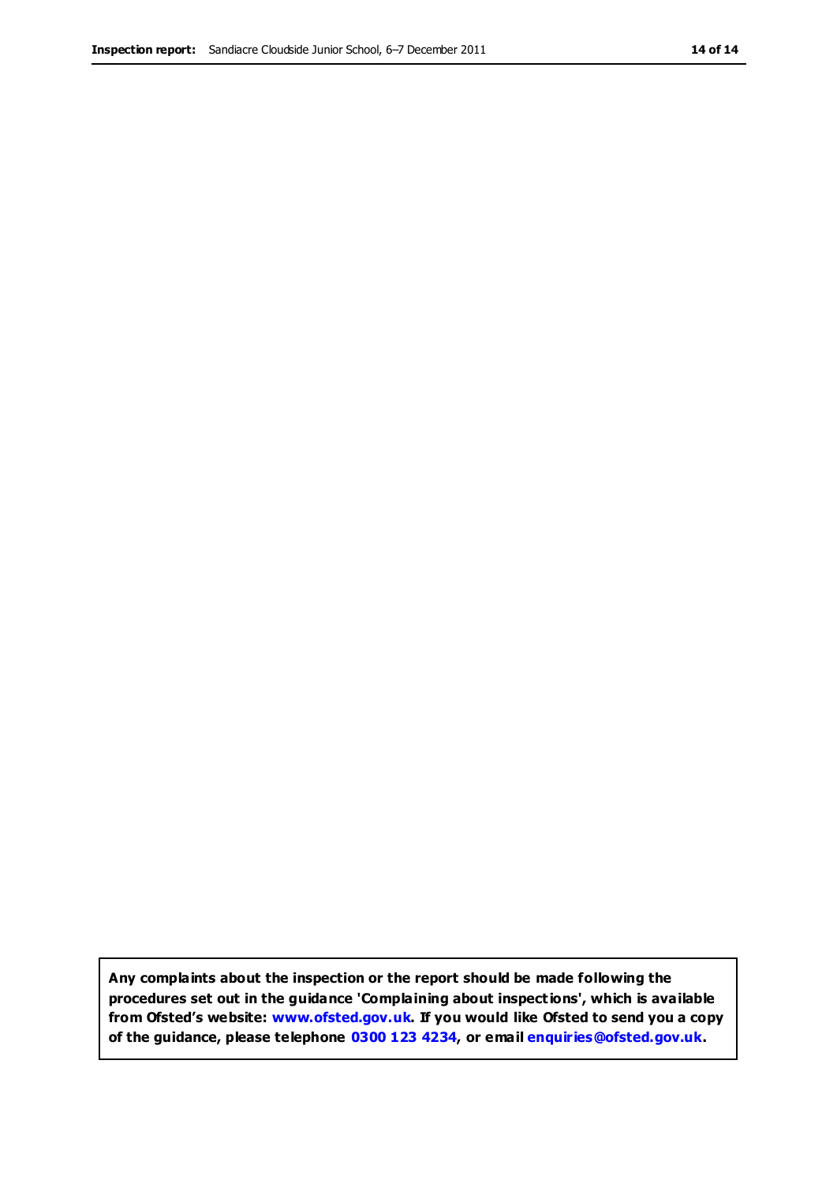**Any complaints about the inspection or the report should be made following the procedures set out in the guidance 'Complaining about inspections', which is available from Ofsted's website: www.ofsted.gov.uk. If you would like Ofsted to send you a copy of the guidance, please telephone 0300 123 4234, or email enquiries@ofsted.gov.uk.**